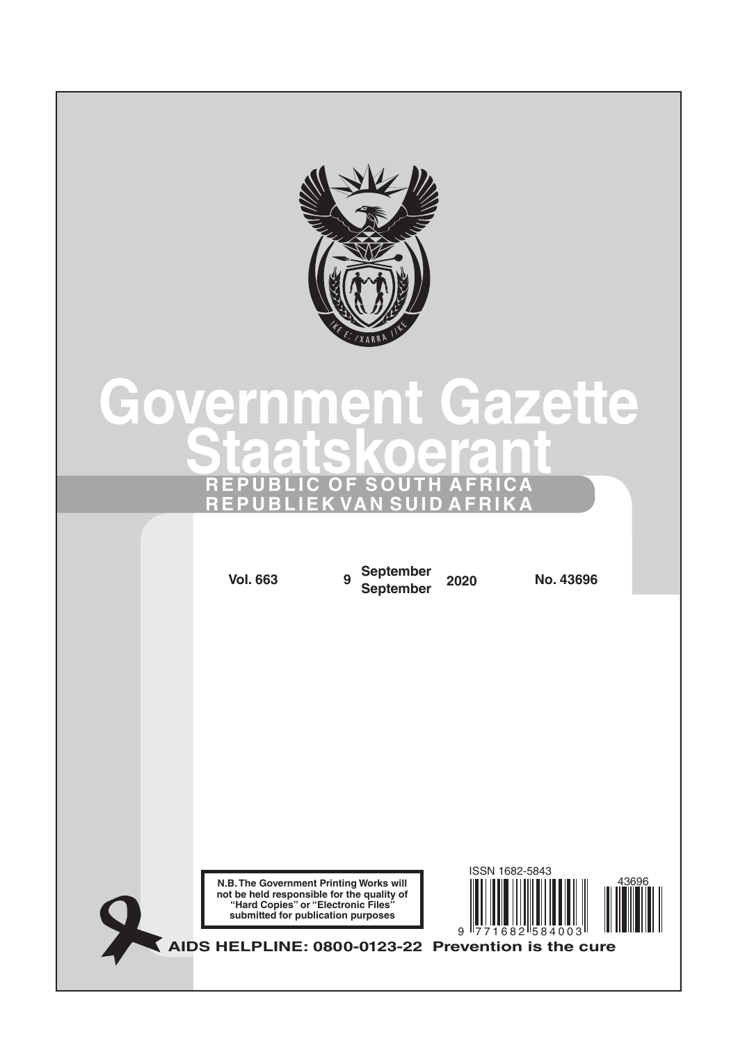# Government Gazette
# Staatskoerant

**REPUBLIC OF SOUTH AFRICA**
**REPUBLIEK VAN SUID AFRIKA**

**Vol. 663** | **9** | **September September** | **2020** | **No. 43696**

**N.B. The Government Printing Works will not be held responsible for the quality of "Hard Copies" or "Electronic Files" submitted for publication purposes**

ISSN 1682-5843

9 771682 584003

43696

**AIDS HELPLINE: 0800-0123-22 Prevention is the cure**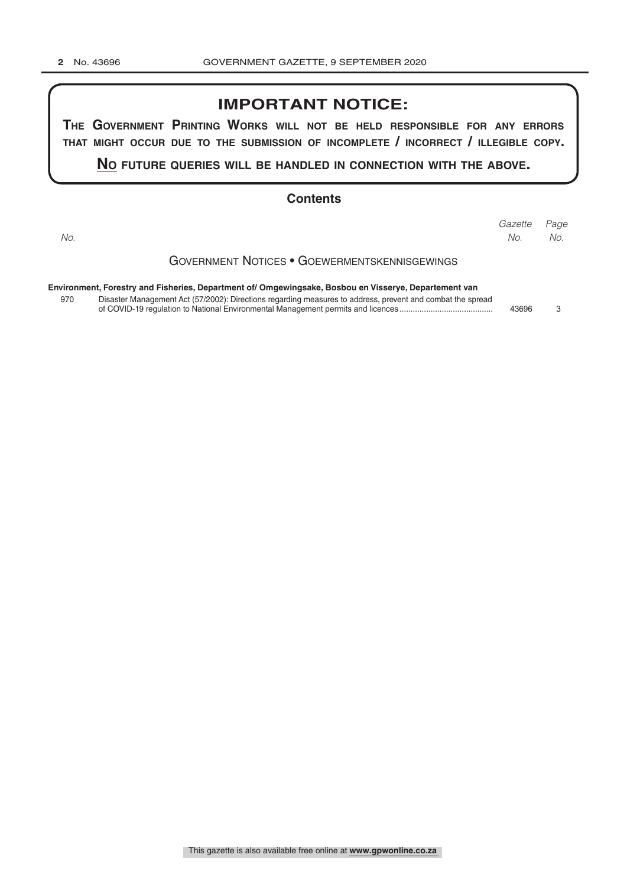## IMPORTANT NOTICE:

**THE GOVERNMENT PRINTING WORKS WILL NOT BE HELD RESPONSIBLE FOR ANY ERRORS THAT MIGHT OCCUR DUE TO THE SUBMISSION OF INCOMPLETE / INCORRECT / ILLEGIBLE COPY.**

**NO FUTURE QUERIES WILL BE HANDLED IN CONNECTION WITH THE ABOVE.**

## Contents

| No. | | *Gazette No.* | *Page No.* |
|---|---|---|---|
| | GOVERNMENT NOTICES • GOEWERMENTSKENNISGEWINGS | | |
| | **Environment, Forestry and Fisheries, Department of/ Omgewingsake, Bosbou en Visserye, Departement van** | | |
| 970 | Disaster Management Act (57/2002): Directions regarding measures to address, prevent and combat the spread of COVID-19 regulation to National Environmental Management permits and licences | 43696 | 3 |

This gazette is also available free online at **www.gpwonline.co.za**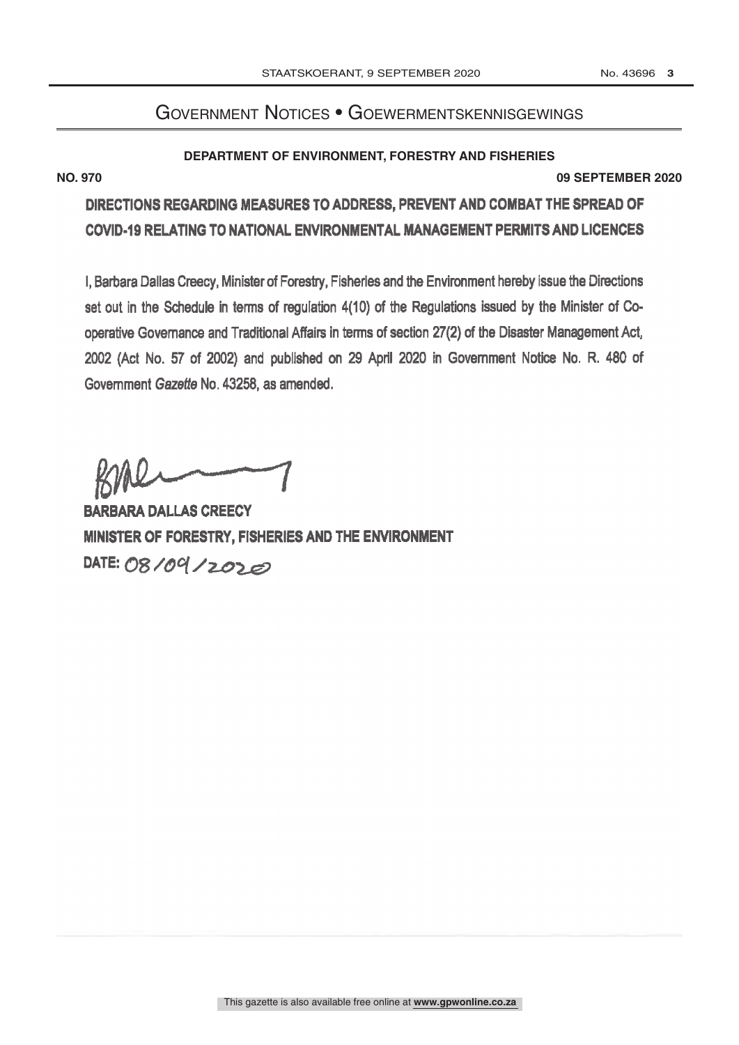# Government Notices • Goewermentskennisgewings

**DEPARTMENT OF ENVIRONMENT, FORESTRY AND FISHERIES**

**NO. 970** **09 SEPTEMBER 2020**

## DIRECTIONS REGARDING MEASURES TO ADDRESS, PREVENT AND COMBAT THE SPREAD OF COVID-19 RELATING TO NATIONAL ENVIRONMENTAL MANAGEMENT PERMITS AND LICENCES

I, Barbara Dallas Creecy, Minister of Forestry, Fisheries and the Environment hereby issue the Directions set out in the Schedule in terms of regulation 4(10) of the Regulations issued by the Minister of Co-operative Governance and Traditional Affairs in terms of section 27(2) of the Disaster Management Act, 2002 (Act No. 57 of 2002) and published on 29 April 2020 in Government Notice No. R. 480 of Government *Gazette* No. 43258, as amended.

**BARBARA DALLAS CREECY**
**MINISTER OF FORESTRY, FISHERIES AND THE ENVIRONMENT**
**DATE:** 08/09/2020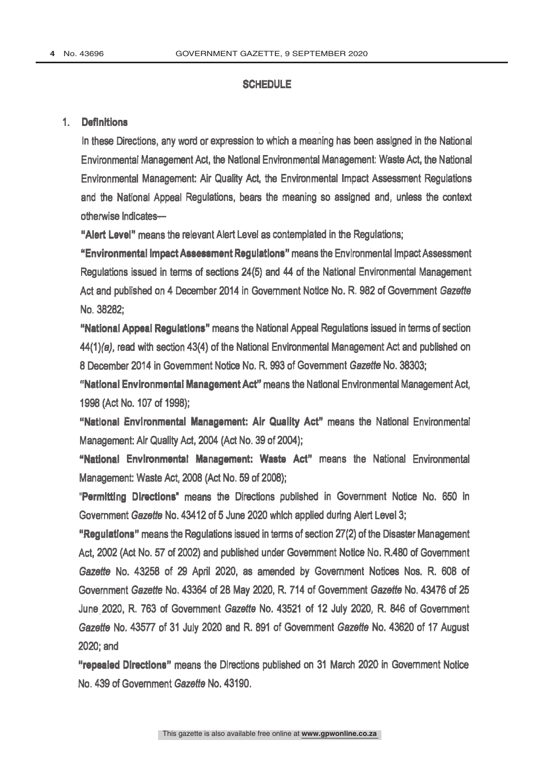## SCHEDULE

### 1. Definitions

In these Directions, any word or expression to which a meaning has been assigned in the National Environmental Management Act, the National Environmental Management: Waste Act, the National Environmental Management: Air Quality Act, the Environmental Impact Assessment Regulations and the National Appeal Regulations, bears the meaning so assigned and, unless the context otherwise indicates—

**"Alert Level"** means the relevant Alert Level as contemplated in the Regulations;

**"Environmental Impact Assessment Regulations"** means the Environmental Impact Assessment Regulations issued in terms of sections 24(5) and 44 of the National Environmental Management Act and published on 4 December 2014 in Government Notice No. R. 982 of Government *Gazette* No. 38282;

**"National Appeal Regulations"** means the National Appeal Regulations issued in terms of section 44(1)*(a)*, read with section 43(4) of the National Environmental Management Act and published on 8 December 2014 in Government Notice No. R. 993 of Government *Gazette* No. 38303;

**"National Environmental Management Act"** means the National Environmental Management Act, 1998 (Act No. 107 of 1998);

**"National Environmental Management: Air Quality Act"** means the National Environmental Management: Air Quality Act, 2004 (Act No. 39 of 2004);

**"National Environmental Management: Waste Act"** means the National Environmental Management: Waste Act, 2008 (Act No. 59 of 2008);

**"Permitting Directions"** means the Directions published in Government Notice No. 650 in Government *Gazette* No. 43412 of 5 June 2020 which applied during Alert Level 3;

**"Regulations"** means the Regulations issued in terms of section 27(2) of the Disaster Management Act, 2002 (Act No. 57 of 2002) and published under Government Notice No. R.480 of Government *Gazette* No. 43258 of 29 April 2020, as amended by Government Notices Nos. R. 608 of Government *Gazette* No. 43364 of 28 May 2020, R. 714 of Government *Gazette* No. 43476 of 25 June 2020, R. 763 of Government *Gazette* No. 43521 of 12 July 2020, R. 846 of Government *Gazette* No. 43577 of 31 July 2020 and R. 891 of Government *Gazette* No. 43620 of 17 August 2020; and

**"repealed Directions"** means the Directions published on 31 March 2020 in Government Notice No. 439 of Government *Gazette* No. 43190.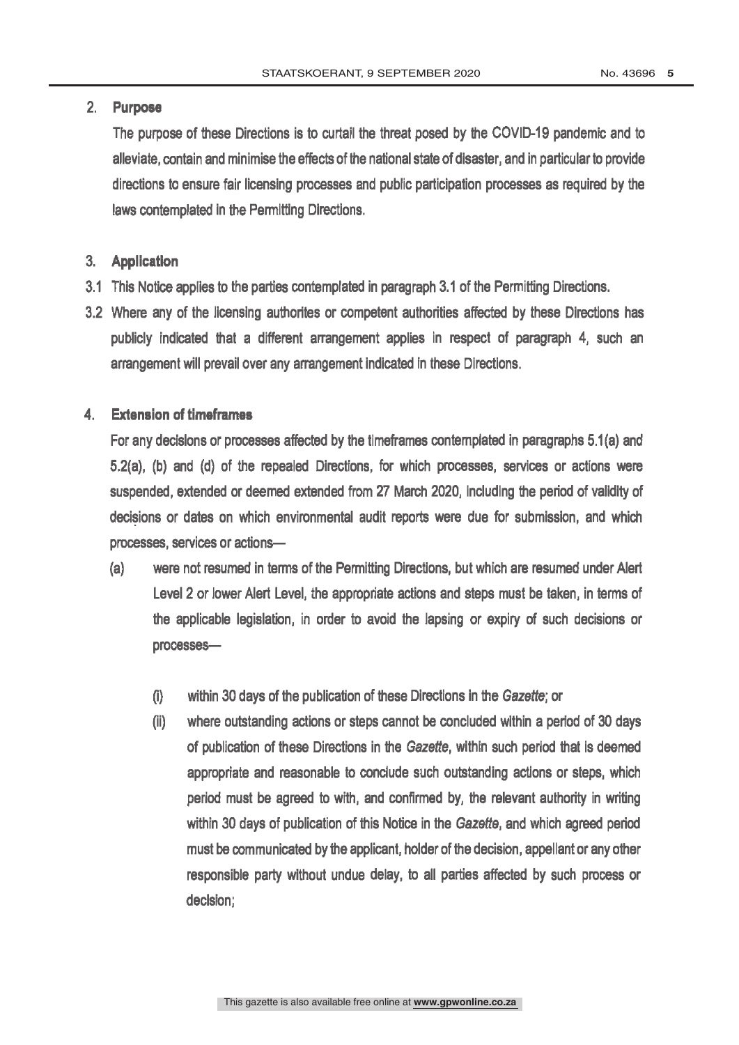## 2. Purpose

The purpose of these Directions is to curtail the threat posed by the COVID-19 pandemic and to alleviate, contain and minimise the effects of the national state of disaster, and in particular to provide directions to ensure fair licensing processes and public participation processes as required by the laws contemplated in the Permitting Directions.

## 3. Application

3.1 This Notice applies to the parties contemplated in paragraph 3.1 of the Permitting Directions.

3.2 Where any of the licensing authorites or competent authorities affected by these Directions has publicly indicated that a different arrangement applies in respect of paragraph 4, such an arrangement will prevail over any arrangement indicated in these Directions.

## 4. Extension of timeframes

For any decisions or processes affected by the timeframes contemplated in paragraphs 5.1(a) and 5.2(a), (b) and (d) of the repealed Directions, for which processes, services or actions were suspended, extended or deemed extended from 27 March 2020, including the period of validity of decisions or dates on which environmental audit reports were due for submission, and which processes, services or actions—

(a) were not resumed in terms of the Permitting Directions, but which are resumed under Alert Level 2 or lower Alert Level, the appropriate actions and steps must be taken, in terms of the applicable legislation, in order to avoid the lapsing or expiry of such decisions or processes—

(i) within 30 days of the publication of these Directions in the *Gazette*; or

(ii) where outstanding actions or steps cannot be concluded within a period of 30 days of publication of these Directions in the *Gazette*, within such period that is deemed appropriate and reasonable to conclude such outstanding actions or steps, which period must be agreed to with, and confirmed by, the relevant authority in writing within 30 days of publication of this Notice in the *Gazette*, and which agreed period must be communicated by the applicant, holder of the decision, appellant or any other responsible party without undue delay, to all parties affected by such process or decision;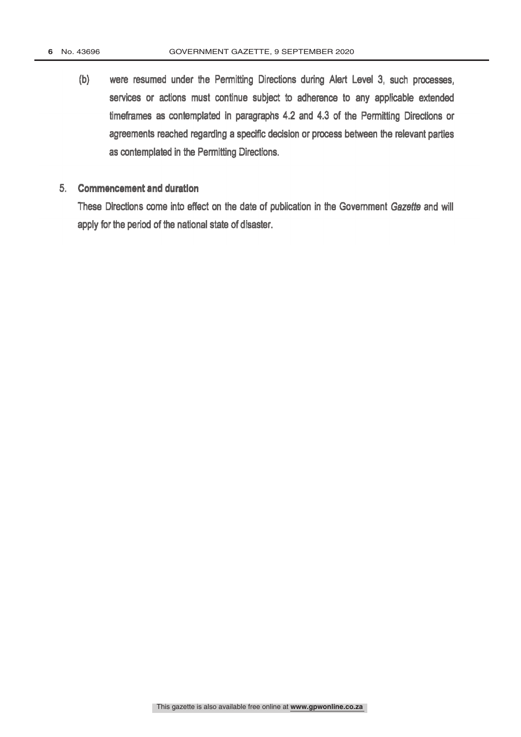(b) were resumed under the Permitting Directions during Alert Level 3, such processes, services or actions must continue subject to adherence to any applicable extended timeframes as contemplated in paragraphs 4.2 and 4.3 of the Permitting Directions or agreements reached regarding a specific decision or process between the relevant parties as contemplated in the Permitting Directions.

5. **Commencement and duration**

These Directions come into effect on the date of publication in the Government *Gazette* and will apply for the period of the national state of disaster.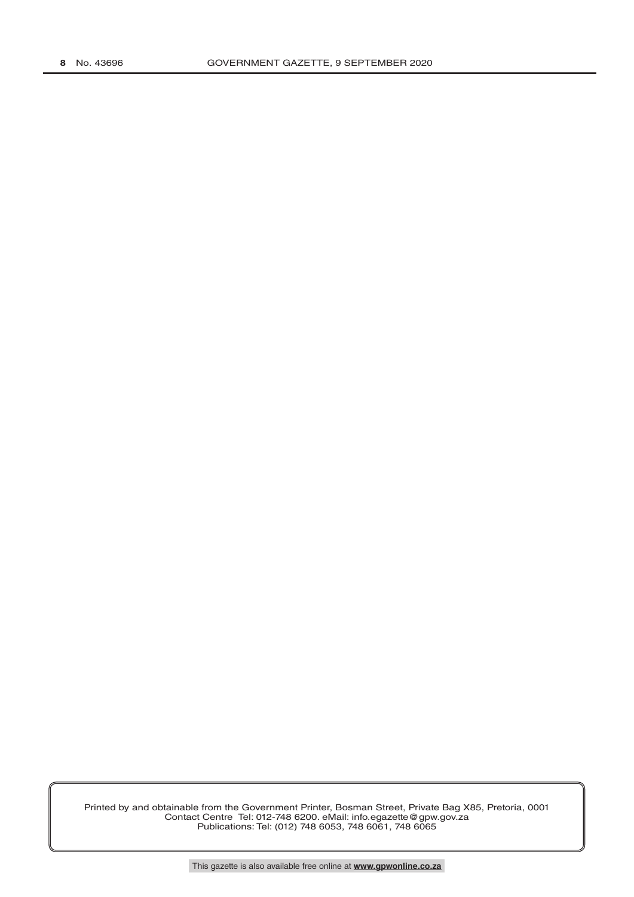Printed by and obtainable from the Government Printer, Bosman Street, Private Bag X85, Pretoria, 0001
Contact Centre Tel: 012-748 6200. eMail: info.egazette@gpw.gov.za
Publications: Tel: (012) 748 6053, 748 6061, 748 6065

This gazette is also available free online at **www.gpwonline.co.za**